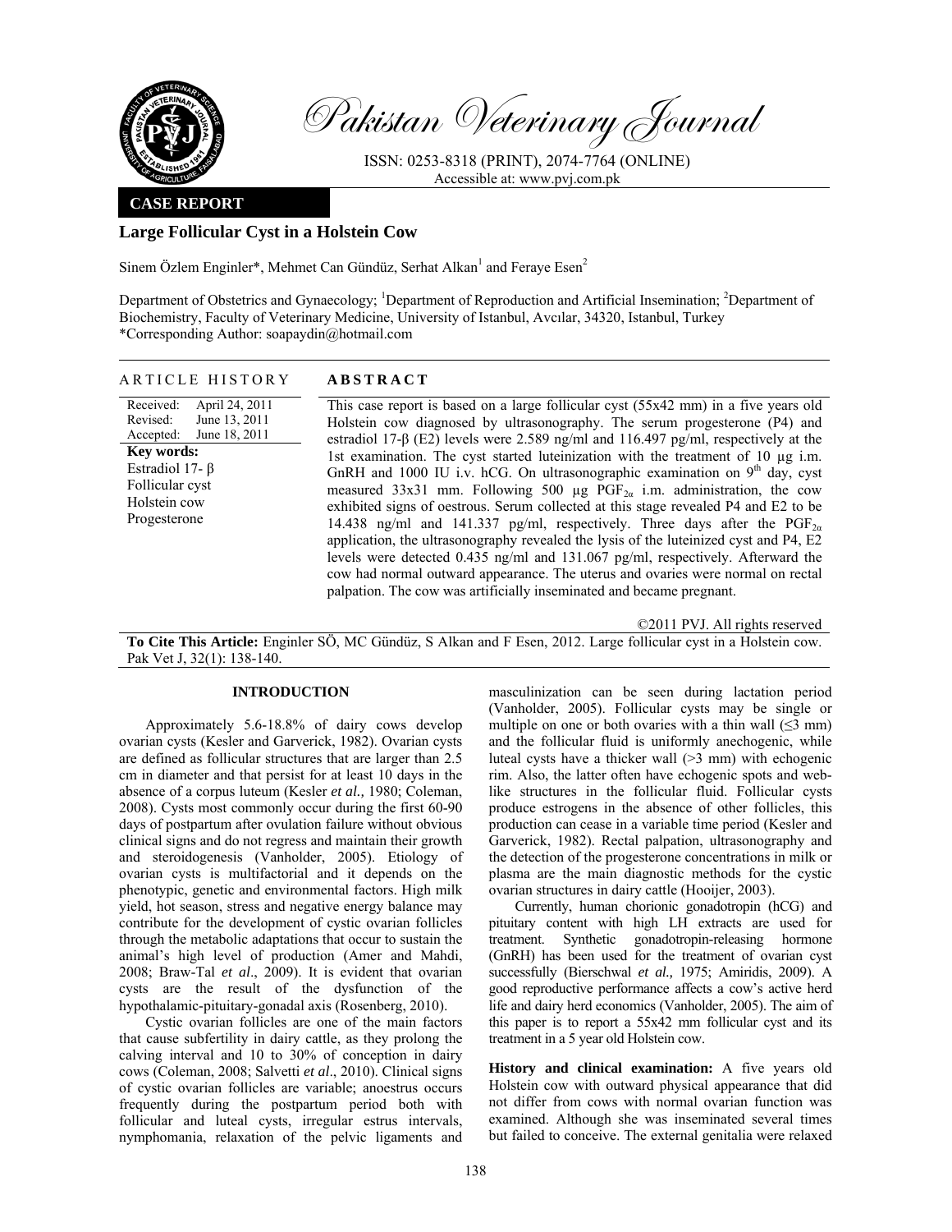# Pakistan Veterinary Journal

ISSN: 0253-8318 (PRINT), 2074-7764 (ONLINE)
Accessible at: www.pvj.com.pk

**CASE REPORT**

## Large Follicular Cyst in a Holstein Cow

Sinem Özlem Enginler*, Mehmet Can Gündüz, Serhat Alkan[1] and Feraye Esen[2]

Department of Obstetrics and Gynaecology; [1]Department of Reproduction and Artificial Insemination; [2]Department of Biochemistry, Faculty of Veterinary Medicine, University of Istanbul, Avcılar, 34320, Istanbul, Turkey
*Corresponding Author: soapaydin@hotmail.com

### ARTICLE HISTORY

Received: April 24, 2011
Revised: June 13, 2011
Accepted: June 18, 2011

**Key words:**
Estradiol 17- β
Follicular cyst
Holstein cow
Progesterone

### ABSTRACT

This case report is based on a large follicular cyst (55x42 mm) in a five years old Holstein cow diagnosed by ultrasonography. The serum progesterone (P4) and estradiol 17-β (E2) levels were 2.589 ng/ml and 116.497 pg/ml, respectively at the 1st examination. The cyst started luteinization with the treatment of 10 µg i.m. GnRH and 1000 IU i.v. hCG. On ultrasonographic examination on 9th day, cyst measured 33x31 mm. Following 500 µg $PGF_{2\alpha}$ i.m. administration, the cow exhibited signs of oestrous. Serum collected at this stage revealed P4 and E2 to be 14.438 ng/ml and 141.337 pg/ml, respectively. Three days after the $PGF_{2\alpha}$ application, the ultrasonography revealed the lysis of the luteinized cyst and P4, E2 levels were detected 0.435 ng/ml and 131.067 pg/ml, respectively. Afterward the cow had normal outward appearance. The uterus and ovaries were normal on rectal palpation. The cow was artificially inseminated and became pregnant.

©2011 PVJ. All rights reserved

**To Cite This Article:** Enginler SÖ, MC Gündüz, S Alkan and F Esen, 2012. Large follicular cyst in a Holstein cow. Pak Vet J, 32(1): 138-140.

## INTRODUCTION

Approximately 5.6-18.8% of dairy cows develop ovarian cysts (Kesler and Garverick, 1982). Ovarian cysts are defined as follicular structures that are larger than 2.5 cm in diameter and that persist for at least 10 days in the absence of a corpus luteum (Kesler *et al.,* 1980; Coleman, 2008). Cysts most commonly occur during the first 60-90 days of postpartum after ovulation failure without obvious clinical signs and do not regress and maintain their growth and steroidogenesis (Vanholder, 2005). Etiology of ovarian cysts is multifactorial and it depends on the phenotypic, genetic and environmental factors. High milk yield, hot season, stress and negative energy balance may contribute for the development of cystic ovarian follicles through the metabolic adaptations that occur to sustain the animal's high level of production (Amer and Mahdi, 2008; Braw-Tal *et al*., 2009). It is evident that ovarian cysts are the result of the dysfunction of the hypothalamic-pituitary-gonadal axis (Rosenberg, 2010).

Cystic ovarian follicles are one of the main factors that cause subfertility in dairy cattle, as they prolong the calving interval and 10 to 30% of conception in dairy cows (Coleman, 2008; Salvetti *et al*., 2010). Clinical signs of cystic ovarian follicles are variable; anoestrus occurs frequently during the postpartum period both with follicular and luteal cysts, irregular estrus intervals, nymphomania, relaxation of the pelvic ligaments and masculinization can be seen during lactation period (Vanholder, 2005). Follicular cysts may be single or multiple on one or both ovaries with a thin wall (≤3 mm) and the follicular fluid is uniformly anechogenic, while luteal cysts have a thicker wall (>3 mm) with echogenic rim. Also, the latter often have echogenic spots and web-like structures in the follicular fluid. Follicular cysts produce estrogens in the absence of other follicles, this production can cease in a variable time period (Kesler and Garverick, 1982). Rectal palpation, ultrasonography and the detection of the progesterone concentrations in milk or plasma are the main diagnostic methods for the cystic ovarian structures in dairy cattle (Hooijer, 2003).

Currently, human chorionic gonadotropin (hCG) and pituitary content with high LH extracts are used for treatment. Synthetic gonadotropin-releasing hormone (GnRH) has been used for the treatment of ovarian cyst successfully (Bierschwal *et al.,* 1975; Amiridis, 2009). A good reproductive performance affects a cow's active herd life and dairy herd economics (Vanholder, 2005). The aim of this paper is to report a 55x42 mm follicular cyst and its treatment in a 5 year old Holstein cow.

**History and clinical examination:** A five years old Holstein cow with outward physical appearance that did not differ from cows with normal ovarian function was examined. Although she was inseminated several times but failed to conceive. The external genitalia were relaxed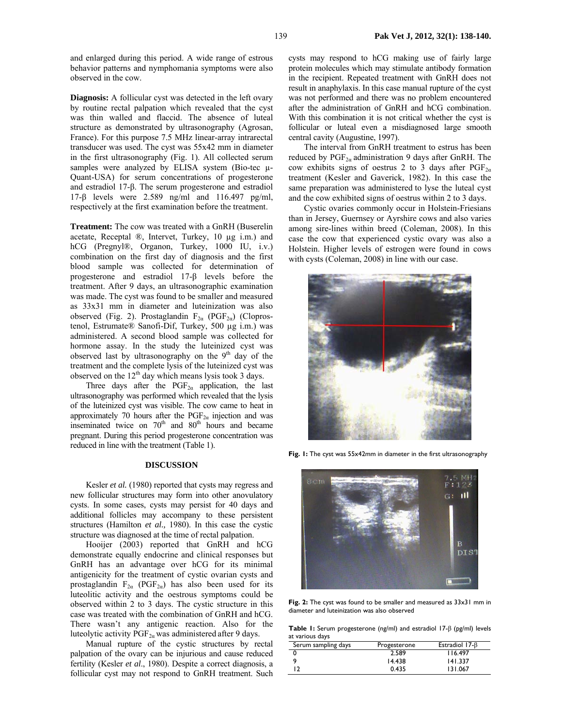and enlarged during this period. A wide range of estrous behavior patterns and nymphomania symptoms were also observed in the cow.

**Diagnosis:** A follicular cyst was detected in the left ovary by routine rectal palpation which revealed that the cyst was thin walled and flaccid. The absence of luteal structure as demonstrated by ultrasonography (Agrosan, France). For this purpose 7.5 MHz linear-array intrarectal transducer was used. The cyst was 55x42 mm in diameter in the first ultrasonography (Fig. 1). All collected serum samples were analyzed by ELISA system (Bio-tec µ-Quant-USA) for serum concentrations of progesterone and estradiol 17-β. The serum progesterone and estradiol 17-β levels were 2.589 ng/ml and 116.497 pg/ml, respectively at the first examination before the treatment.

**Treatment:** The cow was treated with a GnRH (Buserelin acetate, Receptal ®, Intervet, Turkey, 10 µg i.m.) and hCG (Pregnyl®, Organon, Turkey, 1000 IU, i.v.) combination on the first day of diagnosis and the first blood sample was collected for determination of progesterone and estradiol 17-β levels before the treatment. After 9 days, an ultrasonographic examination was made. The cyst was found to be smaller and measured as 33x31 mm in diameter and luteinization was also observed (Fig. 2). Prostaglandin $F_{2\alpha}$ ($PGF_{2\alpha}$) (Cloprostenol, Estrumate® Sanofi-Dif, Turkey, 500 µg i.m.) was administered. A second blood sample was collected for hormone assay. In the study the luteinized cyst was observed last by ultrasonography on the 9th day of the treatment and the complete lysis of the luteinized cyst was observed on the 12th day which means lysis took 3 days.

Three days after the $PGF_{2\alpha}$ application, the last ultrasonography was performed which revealed that the lysis of the luteinized cyst was visible. The cow came to heat in approximately 70 hours after the $PGF_{2\alpha}$ injection and was inseminated twice on 70th and 80th hours and became pregnant. During this period progesterone concentration was reduced in line with the treatment (Table 1).

## DISCUSSION

Kesler *et al.* (1980) reported that cysts may regress and new follicular structures may form into other anovulatory cysts. In some cases, cysts may persist for 40 days and additional follicles may accompany to these persistent structures (Hamilton *et al.,* 1980). In this case the cystic structure was diagnosed at the time of rectal palpation.

Hooijer (2003) reported that GnRH and hCG demonstrate equally endocrine and clinical responses but GnRH has an advantage over hCG for its minimal antigenicity for the treatment of cystic ovarian cysts and prostaglandin $F_{2\alpha}$ ($PGF_{2\alpha}$) has also been used for its luteolitic activity and the oestrous symptoms could be observed within 2 to 3 days. The cystic structure in this case was treated with the combination of GnRH and hCG. There wasn't any antigenic reaction. Also for the luteolytic activity $PGF_{2\alpha}$ was administered after 9 days.

Manual rupture of the cystic structures by rectal palpation of the ovary can be injurious and cause reduced fertility (Kesler *et al*., 1980). Despite a correct diagnosis, a follicular cyst may not respond to GnRH treatment. Such cysts may respond to hCG making use of fairly large protein molecules which may stimulate antibody formation in the recipient. Repeated treatment with GnRH does not result in anaphylaxis. In this case manual rupture of the cyst was not performed and there was no problem encountered after the administration of GnRH and hCG combination. With this combination it is not critical whether the cyst is follicular or luteal even a misdiagnosed large smooth central cavity (Augustine, 1997).

The interval from GnRH treatment to estrus has been reduced by $PGF_{2\alpha}$ administration 9 days after GnRH. The cow exhibits signs of oestrus 2 to 3 days after $PGF_{2\alpha}$ treatment (Kesler and Gaverick, 1982). In this case the same preparation was administered to lyse the luteal cyst and the cow exhibited signs of oestrus within 2 to 3 days.

Cystic ovaries commonly occur in Holstein-Friesians than in Jersey, Guernsey or Ayrshire cows and also varies among sire-lines within breed (Coleman, 2008). In this case the cow that experienced cystic ovary was also a Holstein. Higher levels of estrogen were found in cows with cysts (Coleman, 2008) in line with our case.

**Fig. 1:** The cyst was 55x42mm in diameter in the first ultrasonography

**Fig. 2:** The cyst was found to be smaller and measured as 33x31 mm in diameter and luteinization was also observed

**Table 1:** Serum progesterone (ng/ml) and estradiol 17-β (pg/ml) levels at various days

| Serum sampling days | Progesterone | Estradiol 17-β |
|---|---|---|
| 0 | 2.589 | 116.497 |
| 9 | 14.438 | 141.337 |
| 12 | 0.435 | 131.067 |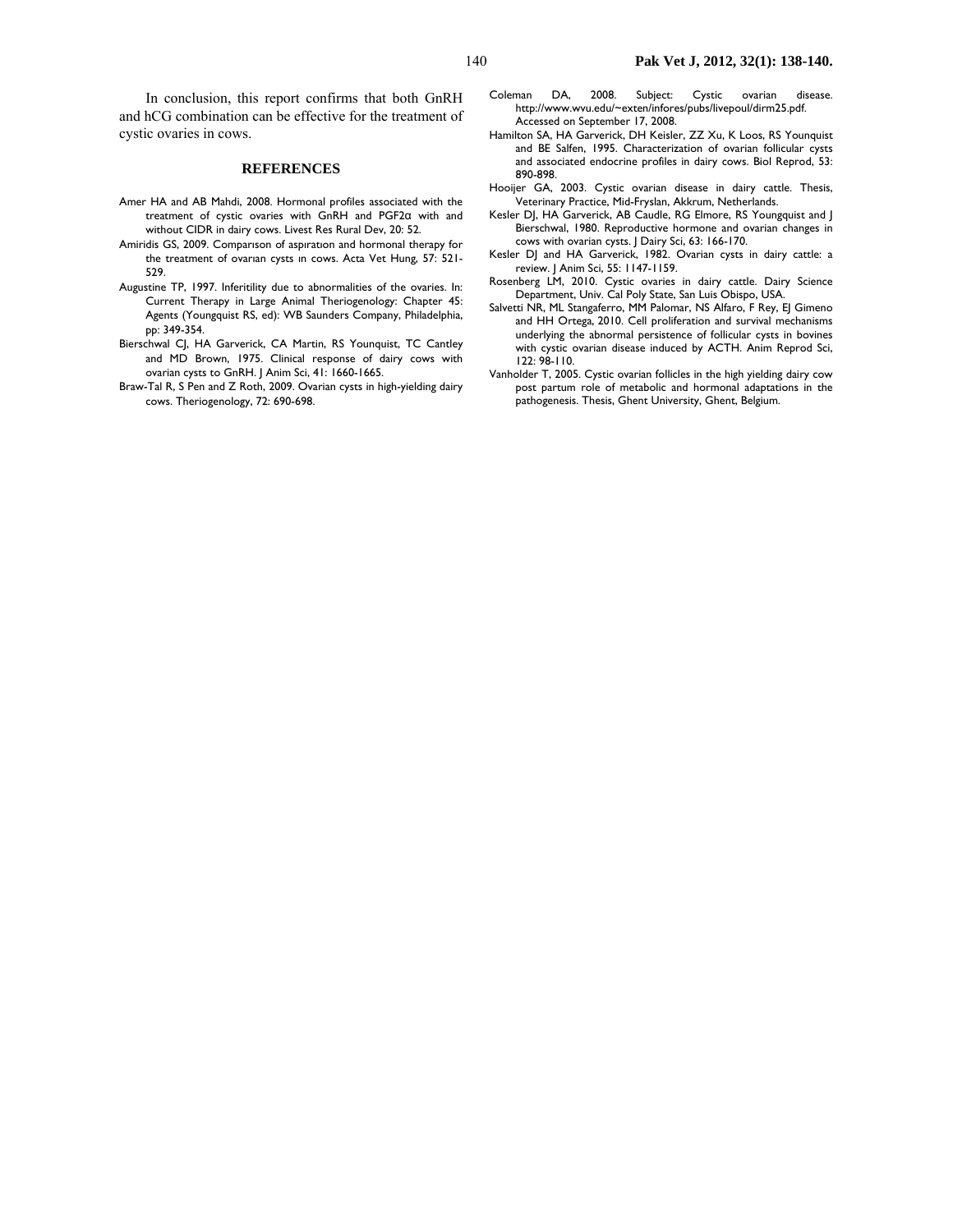In conclusion, this report confirms that both GnRH and hCG combination can be effective for the treatment of cystic ovaries in cows.

## REFERENCES

Amer HA and AB Mahdi, 2008. Hormonal profiles associated with the treatment of cystic ovaries with GnRH and PGF2α with and without CIDR in dairy cows. Livest Res Rural Dev, 20: 52.

Amiridis GS, 2009. Comparıson of aspıratıon and hormonal therapy for the treatment of ovarıan cysts ın cows. Acta Vet Hung, 57: 521-529.

Augustine TP, 1997. Inferitility due to abnormalities of the ovaries. In: Current Therapy in Large Animal Theriogenology: Chapter 45: Agents (Youngquist RS, ed): WB Saunders Company, Philadelphia, pp: 349-354.

Bierschwal CJ, HA Garverick, CA Martin, RS Younquist, TC Cantley and MD Brown, 1975. Clinical response of dairy cows with ovarian cysts to GnRH. J Anim Sci, 41: 1660-1665.

Braw-Tal R, S Pen and Z Roth, 2009. Ovarian cysts in high-yielding dairy cows. Theriogenology, 72: 690-698.

Coleman DA, 2008. Subject: Cystic ovarian disease. http://www.wvu.edu/~exten/infores/pubs/livepoul/dirm25.pdf. Accessed on September 17, 2008.

Hamilton SA, HA Garverick, DH Keisler, ZZ Xu, K Loos, RS Younquist and BE Salfen, 1995. Characterization of ovarian follicular cysts and associated endocrine profiles in dairy cows. Biol Reprod, 53: 890-898.

Hooijer GA, 2003. Cystic ovarian disease in dairy cattle. Thesis, Veterinary Practice, Mid-Fryslan, Akkrum, Netherlands.

Kesler DJ, HA Garverick, AB Caudle, RG Elmore, RS Youngquist and J Bierschwal, 1980. Reproductive hormone and ovarian changes in cows with ovarian cysts. J Dairy Sci, 63: 166-170.

Kesler DJ and HA Garverick, 1982. Ovarian cysts in dairy cattle: a review. J Anim Sci, 55: 1147-1159.

Rosenberg LM, 2010. Cystic ovaries in dairy cattle. Dairy Science Department, Univ. Cal Poly State, San Luis Obispo, USA.

Salvetti NR, ML Stangaferro, MM Palomar, NS Alfaro, F Rey, EJ Gimeno and HH Ortega, 2010. Cell proliferation and survival mechanisms underlying the abnormal persistence of follicular cysts in bovines with cystic ovarian disease induced by ACTH. Anim Reprod Sci, 122: 98-110.

Vanholder T, 2005. Cystic ovarian follicles in the high yielding dairy cow post partum role of metabolic and hormonal adaptations in the pathogenesis. Thesis, Ghent University, Ghent, Belgium.